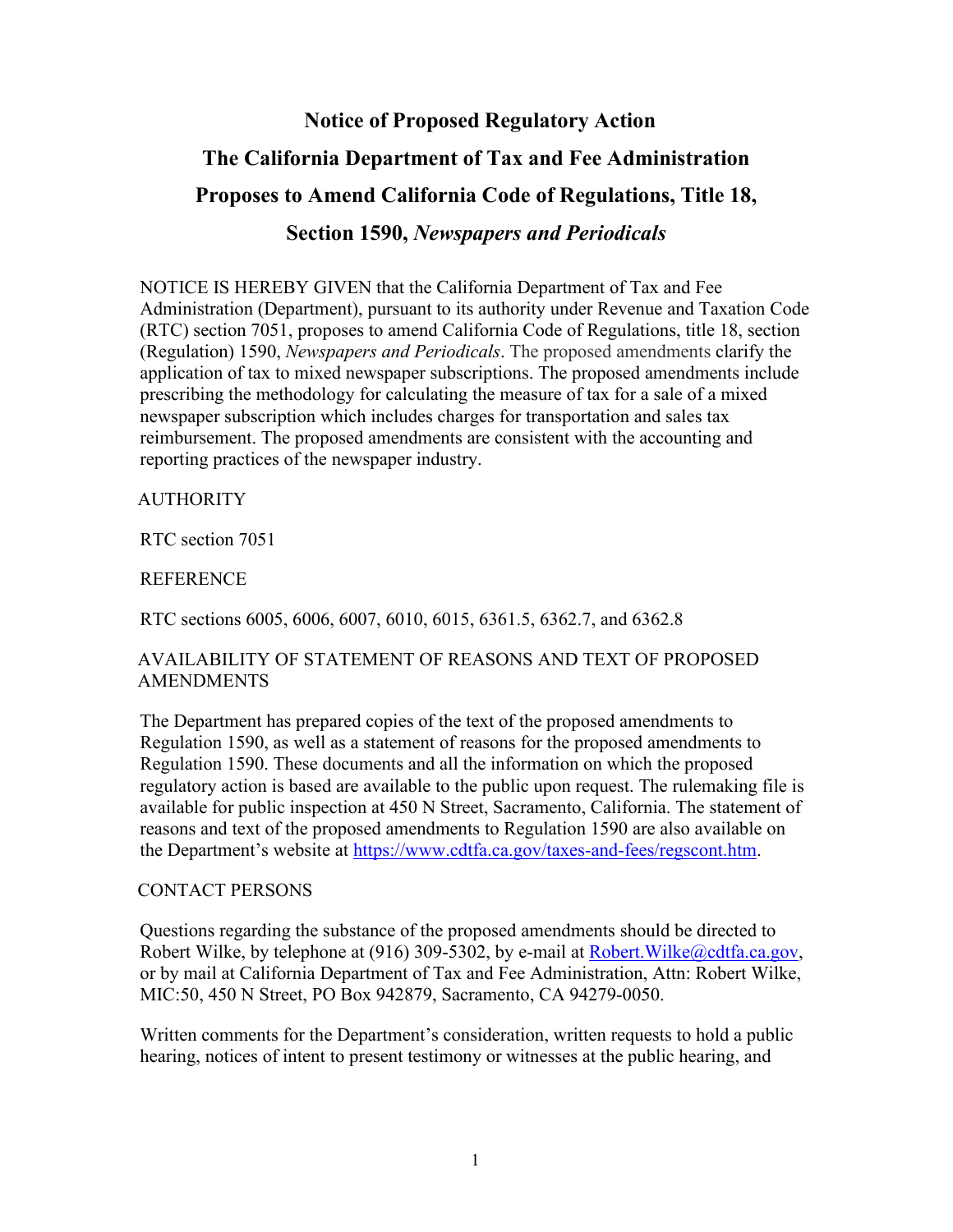# Notice of Proposed Regulatory Action

# The California Department of Tax and Fee Administration

# Proposes to Amend California Code of Regulations, Title 18,

# Section 1590, *Newspapers and Periodicals*

NOTICE IS HEREBY GIVEN that the California Department of Tax and Fee Administration (Department), pursuant to its authority under Revenue and Taxation Code (RTC) section 7051, proposes to amend California Code of Regulations, title 18, section (Regulation) 1590, *Newspapers and Periodicals*. The proposed amendments clarify the application of tax to mixed newspaper subscriptions. The proposed amendments include prescribing the methodology for calculating the measure of tax for a sale of a mixed newspaper subscription which includes charges for transportation and sales tax reimbursement. The proposed amendments are consistent with the accounting and reporting practices of the newspaper industry.

AUTHORITY

RTC section 7051

REFERENCE

RTC sections 6005, 6006, 6007, 6010, 6015, 6361.5, 6362.7, and 6362.8

AVAILABILITY OF STATEMENT OF REASONS AND TEXT OF PROPOSED AMENDMENTS

The Department has prepared copies of the text of the proposed amendments to Regulation 1590, as well as a statement of reasons for the proposed amendments to Regulation 1590. These documents and all the information on which the proposed regulatory action is based are available to the public upon request. The rulemaking file is available for public inspection at 450 N Street, Sacramento, California. The statement of reasons and text of the proposed amendments to Regulation 1590 are also available on the Department's website at [https://www.cdtfa.ca.gov/taxes-and-fees/regscont.htm](https://www.cdtfa.ca.gov/taxes-and-fees/regscont.htm).

CONTACT PERSONS

Questions regarding the substance of the proposed amendments should be directed to Robert Wilke, by telephone at (916) 309-5302, by e-mail at [Robert.Wilke@cdtfa.ca.gov](mailto:Robert.Wilke@cdtfa.ca.gov), or by mail at California Department of Tax and Fee Administration, Attn: Robert Wilke, MIC:50, 450 N Street, PO Box 942879, Sacramento, CA 94279-0050.

Written comments for the Department's consideration, written requests to hold a public hearing, notices of intent to present testimony or witnesses at the public hearing, and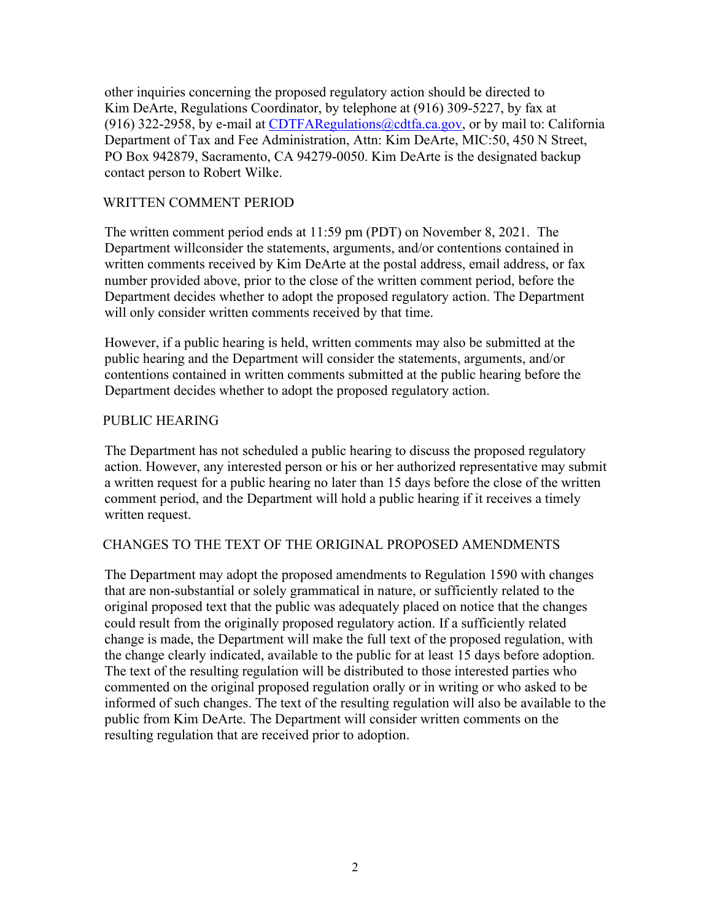other inquiries concerning the proposed regulatory action should be directed to Kim DeArte, Regulations Coordinator, by telephone at (916) 309-5227, by fax at (916) 322-2958, by e-mail at CDTFARegulations@cdtfa.ca.gov, or by mail to: California Department of Tax and Fee Administration, Attn: Kim DeArte, MIC:50, 450 N Street, PO Box 942879, Sacramento, CA 94279-0050. Kim DeArte is the designated backup contact person to Robert Wilke.

## WRITTEN COMMENT PERIOD

The written comment period ends at 11:59 pm (PDT) on November 8, 2021. The Department willconsider the statements, arguments, and/or contentions contained in written comments received by Kim DeArte at the postal address, email address, or fax number provided above, prior to the close of the written comment period, before the Department decides whether to adopt the proposed regulatory action. The Department will only consider written comments received by that time.

However, if a public hearing is held, written comments may also be submitted at the public hearing and the Department will consider the statements, arguments, and/or contentions contained in written comments submitted at the public hearing before the Department decides whether to adopt the proposed regulatory action.

## PUBLIC HEARING

The Department has not scheduled a public hearing to discuss the proposed regulatory action. However, any interested person or his or her authorized representative may submit a written request for a public hearing no later than 15 days before the close of the written comment period, and the Department will hold a public hearing if it receives a timely written request.

## CHANGES TO THE TEXT OF THE ORIGINAL PROPOSED AMENDMENTS

The Department may adopt the proposed amendments to Regulation 1590 with changes that are non-substantial or solely grammatical in nature, or sufficiently related to the original proposed text that the public was adequately placed on notice that the changes could result from the originally proposed regulatory action. If a sufficiently related change is made, the Department will make the full text of the proposed regulation, with the change clearly indicated, available to the public for at least 15 days before adoption. The text of the resulting regulation will be distributed to those interested parties who commented on the original proposed regulation orally or in writing or who asked to be informed of such changes. The text of the resulting regulation will also be available to the public from Kim DeArte. The Department will consider written comments on the resulting regulation that are received prior to adoption.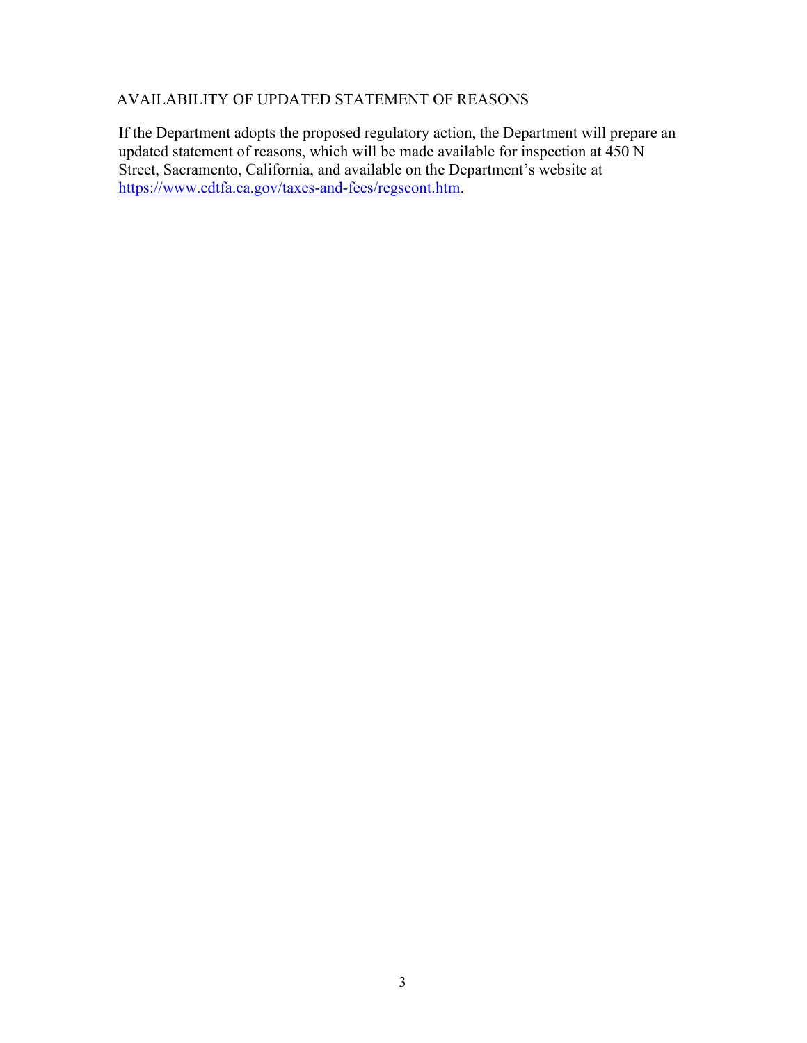## AVAILABILITY OF UPDATED STATEMENT OF REASONS

If the Department adopts the proposed regulatory action, the Department will prepare an updated statement of reasons, which will be made available for inspection at 450 N Street, Sacramento, California, and available on the Department's website at https://www.cdtfa.ca.gov/taxes-and-fees/regscont.htm.